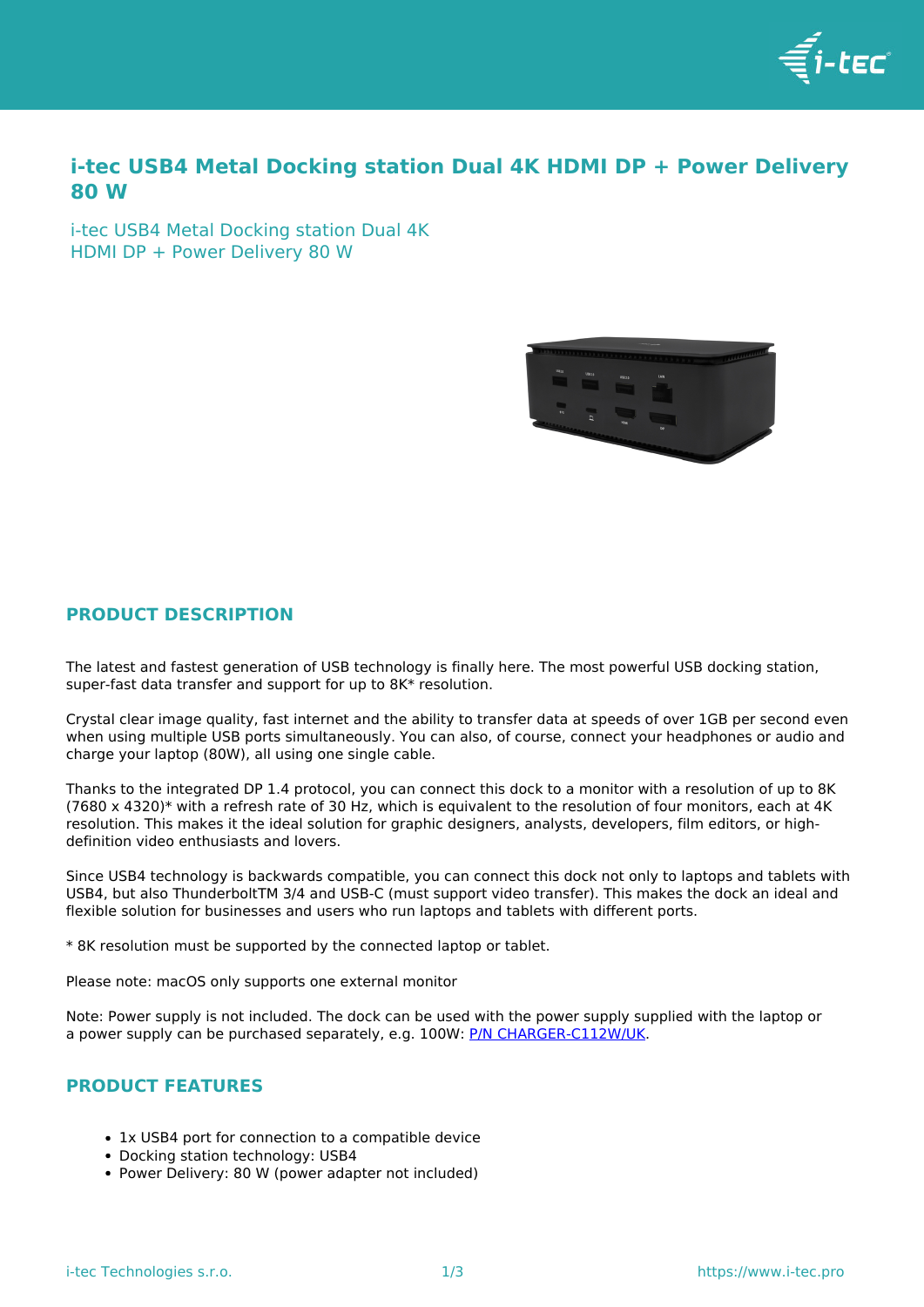# i-tec USB4 Metal Docking station Dual 4K HDMI DP + Power Delivery 80 W

i-tec USB4 Metal Docking station Dual 4K HDMI DP + Power Delivery 80 W

## PRODUCT DESCRIPTION

The latest and fastest generation of USB technology is finally here. The most powerful USB docking station, super-fast data transfer and support for up to 8K* resolution.

Crystal clear image quality, fast internet and the ability to transfer data at speeds of over 1GB per second even when using multiple USB ports simultaneously. You can also, of course, connect your headphones or audio and charge your laptop (80W), all using one single cable.

Thanks to the integrated DP 1.4 protocol, you can connect this dock to a monitor with a resolution of up to 8K (7680 x 4320)* with a refresh rate of 30 Hz, which is equivalent to the resolution of four monitors, each at 4K resolution. This makes it the ideal solution for graphic designers, analysts, developers, film editors, or high-definition video enthusiasts and lovers.

Since USB4 technology is backwards compatible, you can connect this dock not only to laptops and tablets with USB4, but also ThunderboltTM 3/4 and USB-C (must support video transfer). This makes the dock an ideal and flexible solution for businesses and users who run laptops and tablets with different ports.

* 8K resolution must be supported by the connected laptop or tablet.

Please note: macOS only supports one external monitor

Note: Power supply is not included. The dock can be used with the power supply supplied with the laptop or a power supply can be purchased separately, e.g. 100W: [P/N CHARGER-C112W/UK](P/N CHARGER-C112W/UK).

## PRODUCT FEATURES

- 1x USB4 port for connection to a compatible device
- Docking station technology: USB4
- Power Delivery: 80 W (power adapter not included)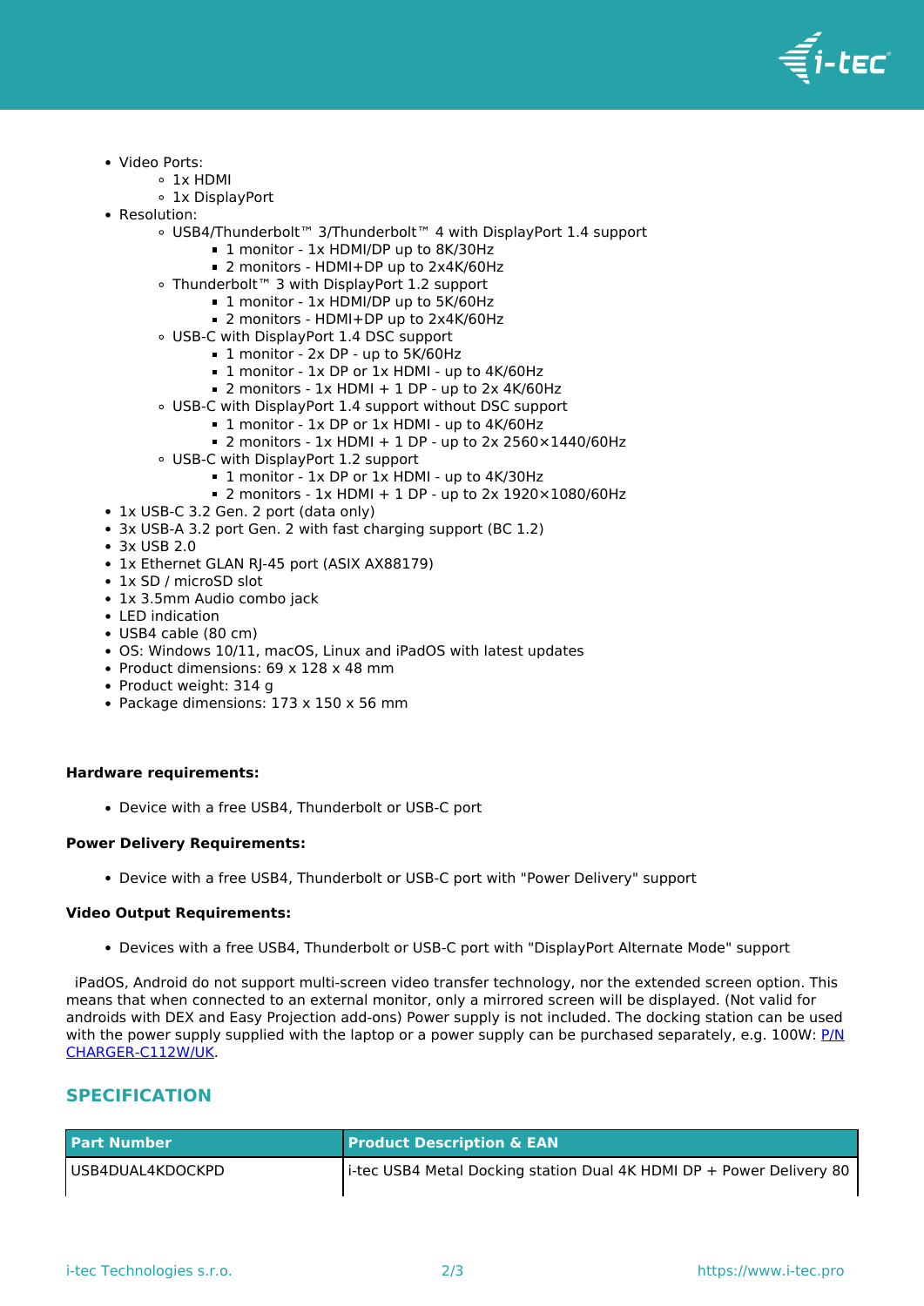- Video Ports:
  - 1x HDMI
  - 1x DisplayPort
- Resolution:
  - USB4/Thunderbolt™ 3/Thunderbolt™ 4 with DisplayPort 1.4 support
    - 1 monitor - 1x HDMI/DP up to 8K/30Hz
    - 2 monitors - HDMI+DP up to 2x4K/60Hz
  - Thunderbolt™ 3 with DisplayPort 1.2 support
    - 1 monitor - 1x HDMI/DP up to 5K/60Hz
    - 2 monitors - HDMI+DP up to 2x4K/60Hz
  - USB-C with DisplayPort 1.4 DSC support
    - 1 monitor - 2x DP - up to 5K/60Hz
    - 1 monitor - 1x DP or 1x HDMI - up to 4K/60Hz
    - 2 monitors - 1x HDMI + 1 DP - up to 2x 4K/60Hz
  - USB-C with DisplayPort 1.4 support without DSC support
    - 1 monitor - 1x DP or 1x HDMI - up to 4K/60Hz
    - 2 monitors - 1x HDMI + 1 DP - up to 2x 2560×1440/60Hz
  - USB-C with DisplayPort 1.2 support
    - 1 monitor - 1x DP or 1x HDMI - up to 4K/30Hz
    - 2 monitors - 1x HDMI + 1 DP - up to 2x 1920×1080/60Hz
- 1x USB-C 3.2 Gen. 2 port (data only)
- 3x USB-A 3.2 port Gen. 2 with fast charging support (BC 1.2)
- 3x USB 2.0
- 1x Ethernet GLAN RJ-45 port (ASIX AX88179)
- 1x SD / microSD slot
- 1x 3.5mm Audio combo jack
- LED indication
- USB4 cable (80 cm)
- OS: Windows 10/11, macOS, Linux and iPadOS with latest updates
- Product dimensions: 69 x 128 x 48 mm
- Product weight: 314 g
- Package dimensions: 173 x 150 x 56 mm

**Hardware requirements:**

- Device with a free USB4, Thunderbolt or USB-C port

**Power Delivery Requirements:**

- Device with a free USB4, Thunderbolt or USB-C port with "Power Delivery" support

**Video Output Requirements:**

- Devices with a free USB4, Thunderbolt or USB-C port with "DisplayPort Alternate Mode" support

iPadOS, Android do not support multi-screen video transfer technology, nor the extended screen option. This means that when connected to an external monitor, only a mirrored screen will be displayed. (Not valid for androids with DEX and Easy Projection add-ons) Power supply is not included. The docking station can be used with the power supply supplied with the laptop or a power supply can be purchased separately, e.g. 100W: P/N CHARGER-C112W/UK.

## SPECIFICATION

| Part Number | Product Description & EAN |
|---|---|
| USB4DUAL4KDOCKPD | i-tec USB4 Metal Docking station Dual 4K HDMI DP + Power Delivery 80 |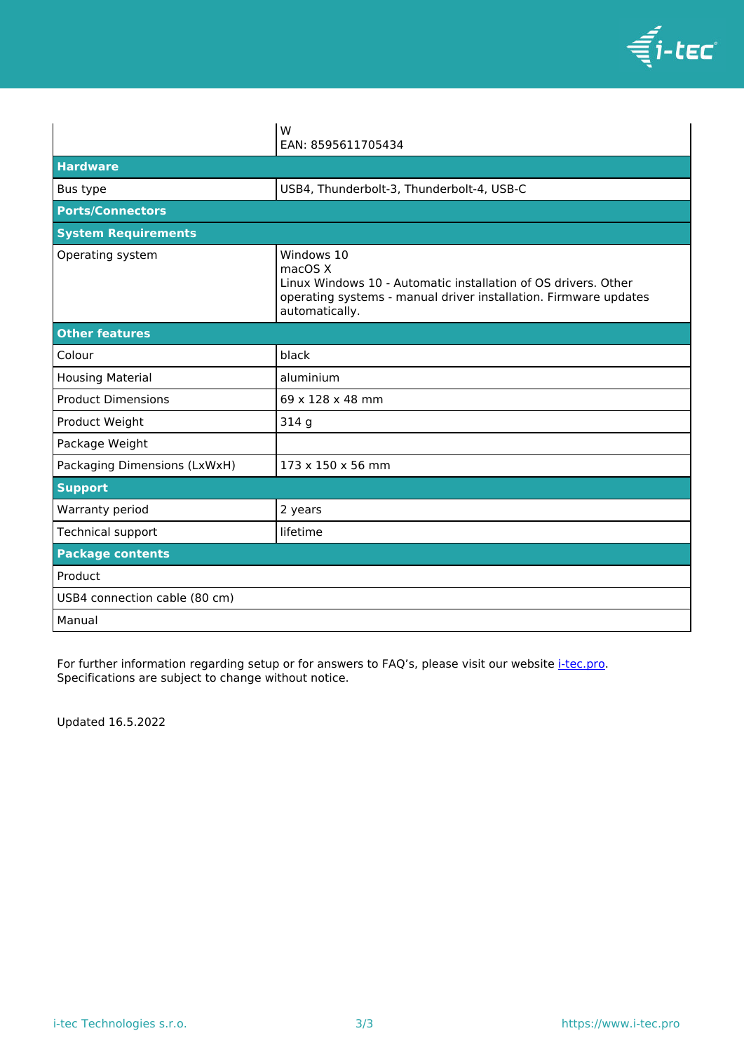| | |
|---|---|
| | W<br>EAN: 8595611705434 |
| **Hardware** | |
| Bus type | USB4, Thunderbolt-3, Thunderbolt-4, USB-C |
| **Ports/Connectors** | |
| **System Requirements** | |
| Operating system | Windows 10<br>macOS X<br>Linux Windows 10 - Automatic installation of OS drivers. Other operating systems - manual driver installation. Firmware updates automatically. |
| **Other features** | |
| Colour | black |
| Housing Material | aluminium |
| Product Dimensions | 69 x 128 x 48 mm |
| Product Weight | 314 g |
| Package Weight | |
| Packaging Dimensions (LxWxH) | 173 x 150 x 56 mm |
| **Support** | |
| Warranty period | 2 years |
| Technical support | lifetime |
| **Package contents** | |
| Product | |
| USB4 connection cable (80 cm) | |
| Manual | |

For further information regarding setup or for answers to FAQ's, please visit our website i-tec.pro.
Specifications are subject to change without notice.

Updated 16.5.2022